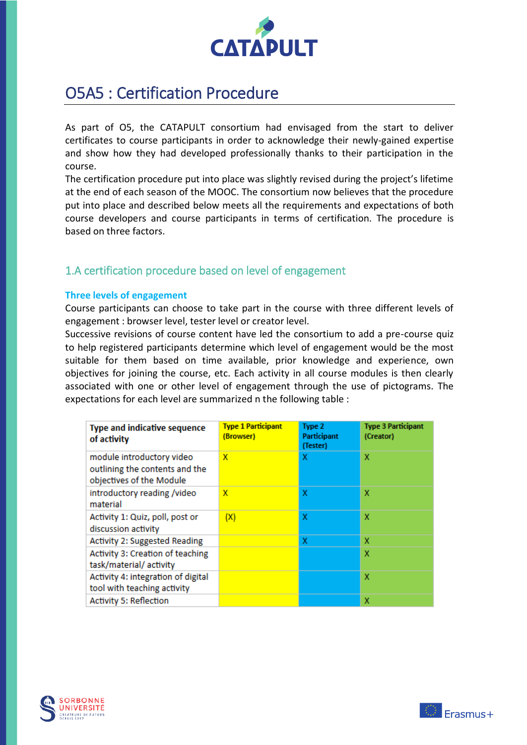# O5A5 : Certification Procedure

As part of O5, the CATAPULT consortium had envisaged from the start to deliver certificates to course participants in order to acknowledge their newly-gained expertise and show how they had developed professionally thanks to their participation in the course.
The certification procedure put into place was slightly revised during the project's lifetime at the end of each season of the MOOC. The consortium now believes that the procedure put into place and described below meets all the requirements and expectations of both course developers and course participants in terms of certification. The procedure is based on three factors.

## 1.A certification procedure based on level of engagement

### Three levels of engagement

Course participants can choose to take part in the course with three different levels of engagement : browser level, tester level or creator level.
Successive revisions of course content have led the consortium to add a pre-course quiz to help registered participants determine which level of engagement would be the most suitable for them based on time available, prior knowledge and experience, own objectives for joining the course, etc. Each activity in all course modules is then clearly associated with one or other level of engagement through the use of pictograms. The expectations for each level are summarized n the following table :

| Type and indicative sequence of activity | Type 1 Participant (Browser) | Type 2 Participant (Tester) | Type 3 Participant (Creator) |
|---|---|---|---|
| module introductory video outlining the contents and the objectives of the Module | X | X | X |
| introductory reading /video material | X | X | X |
| Activity 1: Quiz, poll, post or discussion activity | (X) | X | X |
| Activity 2: Suggested Reading | | X | X |
| Activity 3: Creation of teaching task/material/ activity | | | X |
| Activity 4: integration of digital tool with teaching activity | | | X |
| Activity 5: Reflection | | | X |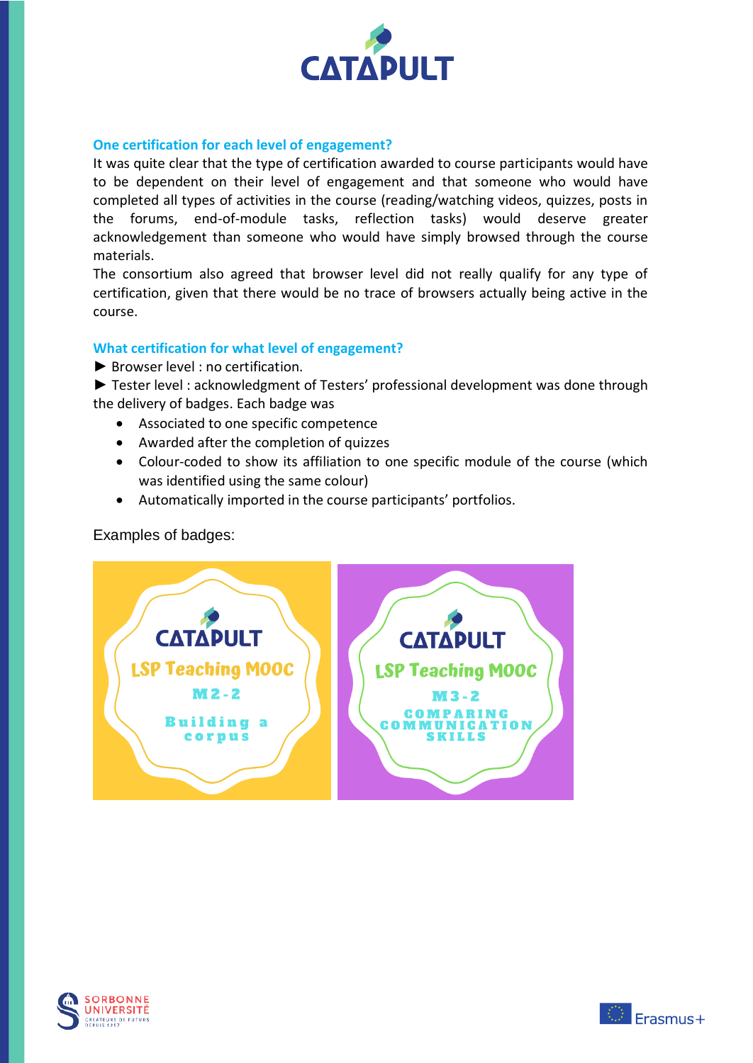### One certification for each level of engagement?

It was quite clear that the type of certification awarded to course participants would have to be dependent on their level of engagement and that someone who would have completed all types of activities in the course (reading/watching videos, quizzes, posts in the forums, end-of-module tasks, reflection tasks) would deserve greater acknowledgement than someone who would have simply browsed through the course materials.

The consortium also agreed that browser level did not really qualify for any type of certification, given that there would be no trace of browsers actually being active in the course.

### What certification for what level of engagement?

► Browser level : no certification.

► Tester level : acknowledgment of Testers' professional development was done through the delivery of badges. Each badge was

- Associated to one specific competence
- Awarded after the completion of quizzes
- Colour-coded to show its affiliation to one specific module of the course (which was identified using the same colour)
- Automatically imported in the course participants' portfolios.

Examples of badges:

CATAPULT
LSP Teaching MOOC
M2-2
Building a corpus

CATAPULT
LSP Teaching MOOC
M3-2
COMPARING COMMUNICATION SKILLS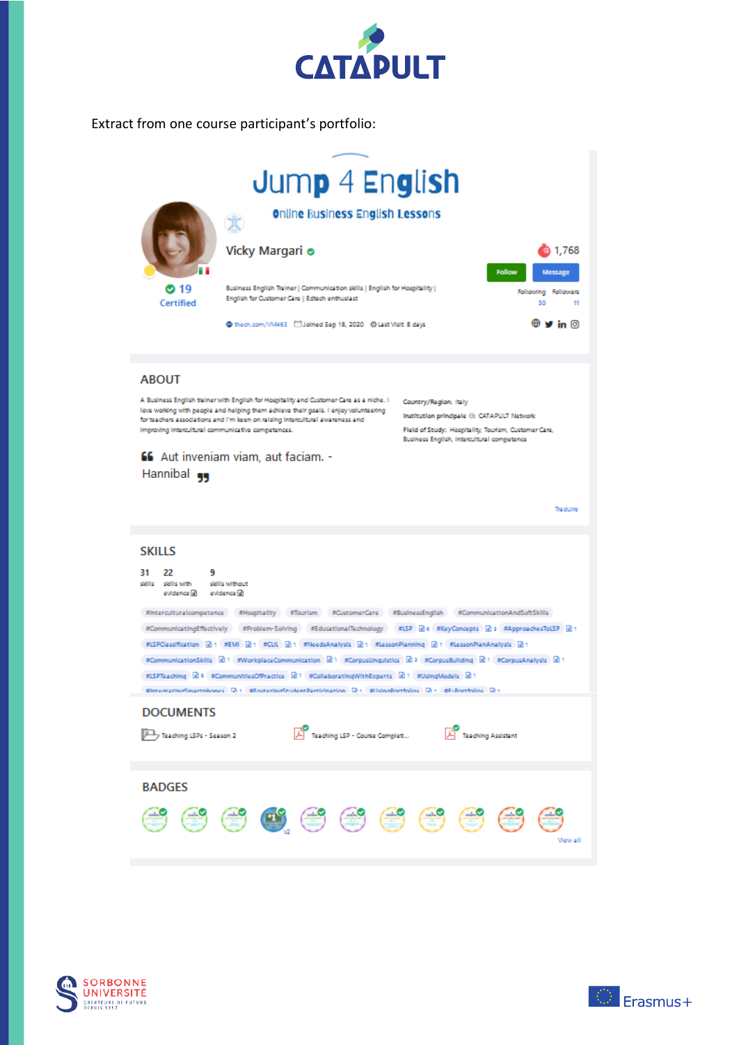Extract from one course participant's portfolio:

# Jump 4 English

Online Business English Lessons

Vicky Margari

19 Certified

1,768

Follow | Message

Business English Trainer | Communication skills | English for Hospitality | English for Customer Care | Edtech enthusiast

Following 30 | Followers 11

thecn.com/VM463 | Joined Sep 18, 2020 | Last Visit 8 days

## ABOUT

A Business English trainer with English for Hospitality and Customer Care as a niche. I love working with people and helping them achieve their goals. I enjoy volunteering for teachers associations and I'm keen on raising intercultural awareness and improving intercultural communicative competences.

Country/Region: Italy

Institution principale: CATAPULT Network

Field of Study: Hospitality, Tourism, Customer Care, Business English, Intercultural competence

"Aut inveniam viam, aut faciam. - Hannibal"

Traduire

## SKILLS

31 skills | 22 skills with evidence | 9 skills without evidence

#Interculturalcompetence #Hospitality #Tourism #CustomerCare #BusinessEnglish #CommunicationAndSoftSkills #CommunicatingEffectively #Problem-Solving #EducationalTechnology #LSP 6 #KeyConcepts 2 #ApproachesToLSP 1 #LSPClassification 1 #EMI 1 #CLIL 1 #NeedsAnalysis 1 #LessonPlanning 1 #LessonPlanAnalysis 1 #CommunicationSkills 1 #WorkplaceCommunication 1 #CorpusLinguistics 2 #CorpusBuilding 1 #CorpusAnalysis 1 #LSPTeaching 6 #CommunitiesOfPractice 1 #CollaboratingWithExperts 1 #UsingModels 1 #IntegratingSmartphones 1 #FosteringStudentParticipation 1 #UsingPortfolios 1 #E-Portfolios 1

## DOCUMENTS

Teaching LSPs - Season 2 | Teaching LSP - Course Completi... | Teaching Assistant

## BADGES

View all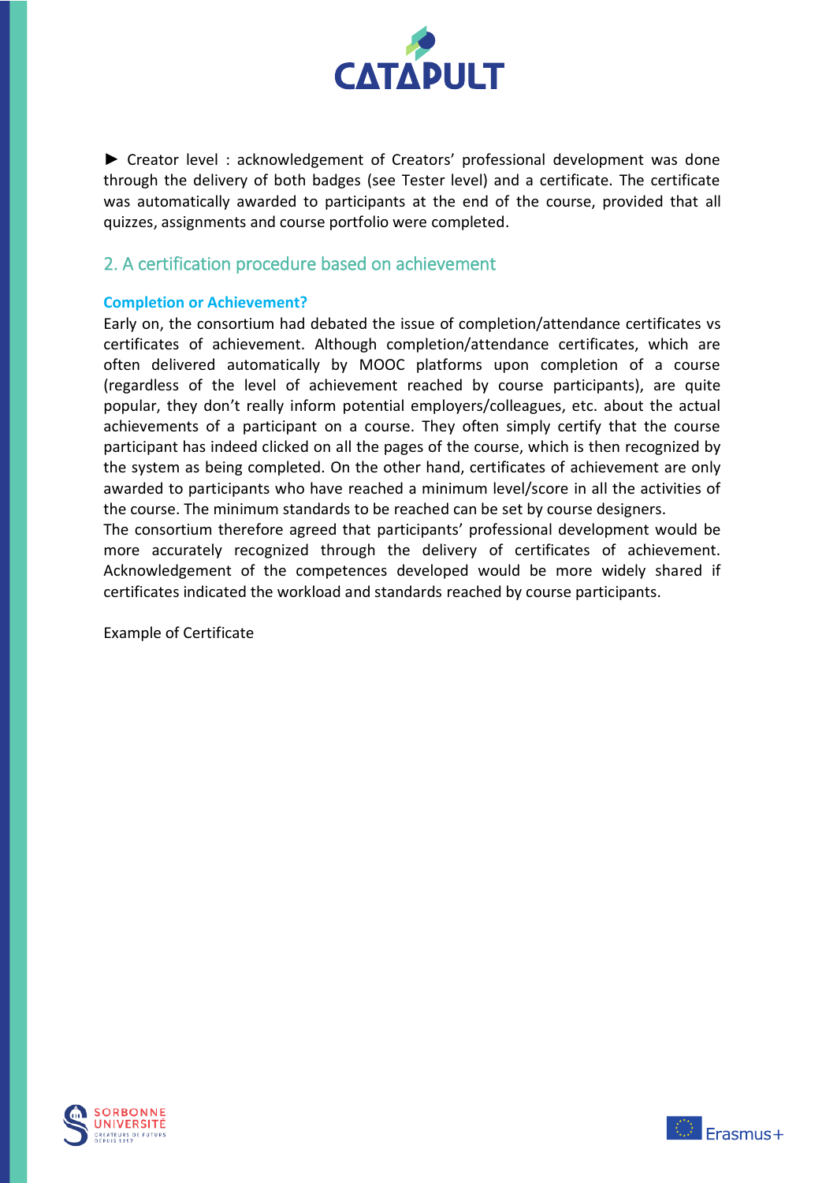► Creator level : acknowledgement of Creators' professional development was done through the delivery of both badges (see Tester level) and a certificate. The certificate was automatically awarded to participants at the end of the course, provided that all quizzes, assignments and course portfolio were completed.

## 2. A certification procedure based on achievement

**Completion or Achievement?**

Early on, the consortium had debated the issue of completion/attendance certificates vs certificates of achievement. Although completion/attendance certificates, which are often delivered automatically by MOOC platforms upon completion of a course (regardless of the level of achievement reached by course participants), are quite popular, they don't really inform potential employers/colleagues, etc. about the actual achievements of a participant on a course. They often simply certify that the course participant has indeed clicked on all the pages of the course, which is then recognized by the system as being completed. On the other hand, certificates of achievement are only awarded to participants who have reached a minimum level/score in all the activities of the course. The minimum standards to be reached can be set by course designers.

The consortium therefore agreed that participants' professional development would be more accurately recognized through the delivery of certificates of achievement. Acknowledgement of the competences developed would be more widely shared if certificates indicated the workload and standards reached by course participants.

Example of Certificate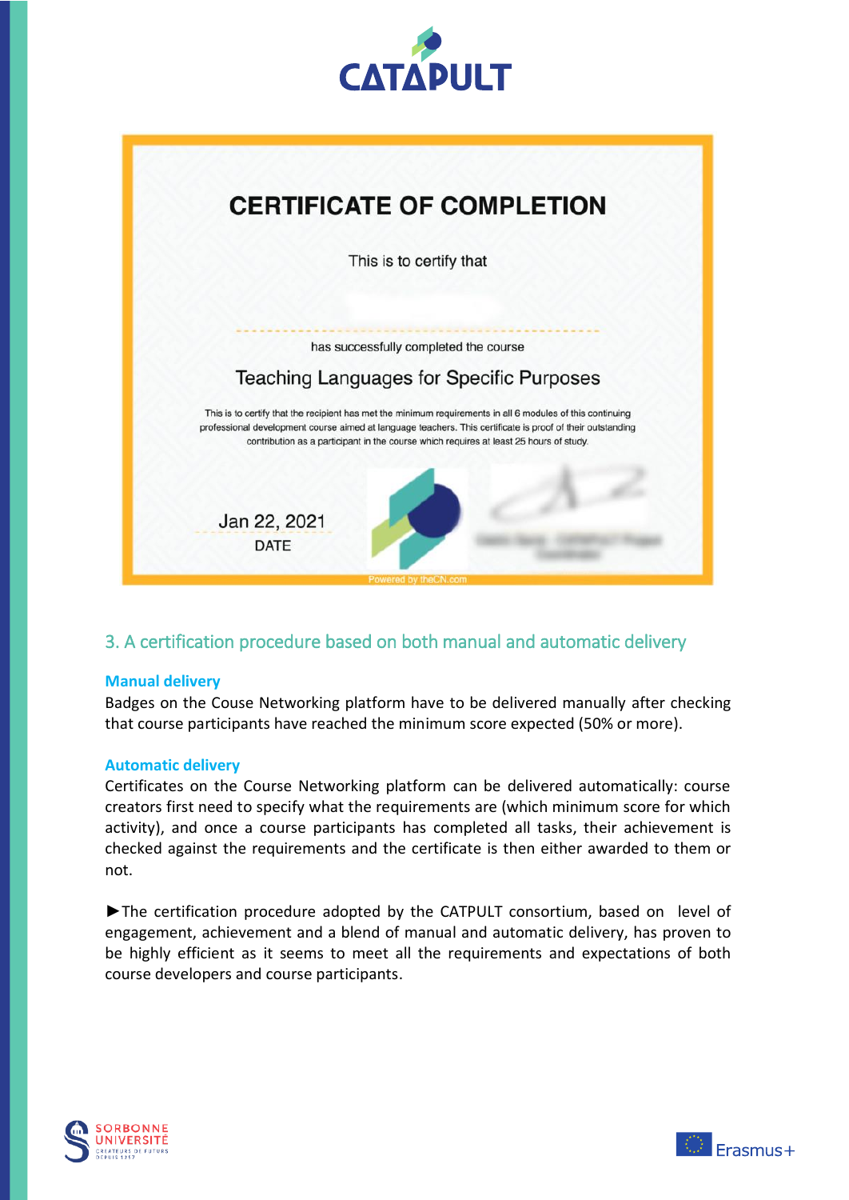CERTIFICATE OF COMPLETION

This is to certify that

has successfully completed the course

Teaching Languages for Specific Purposes

This is to certify that the recipient has met the minimum requirements in all 6 modules of this continuing professional development course aimed at language teachers. This certificate is proof of their outstanding contribution as a participant in the course which requires at least 25 hours of study.

Jan 22, 2021

DATE

Powered by theCN.com

## 3. A certification procedure based on both manual and automatic delivery

### Manual delivery

Badges on the Couse Networking platform have to be delivered manually after checking that course participants have reached the minimum score expected (50% or more).

### Automatic delivery

Certificates on the Course Networking platform can be delivered automatically: course creators first need to specify what the requirements are (which minimum score for which activity), and once a course participants has completed all tasks, their achievement is checked against the requirements and the certificate is then either awarded to them or not.

►The certification procedure adopted by the CATPULT consortium, based on level of engagement, achievement and a blend of manual and automatic delivery, has proven to be highly efficient as it seems to meet all the requirements and expectations of both course developers and course participants.